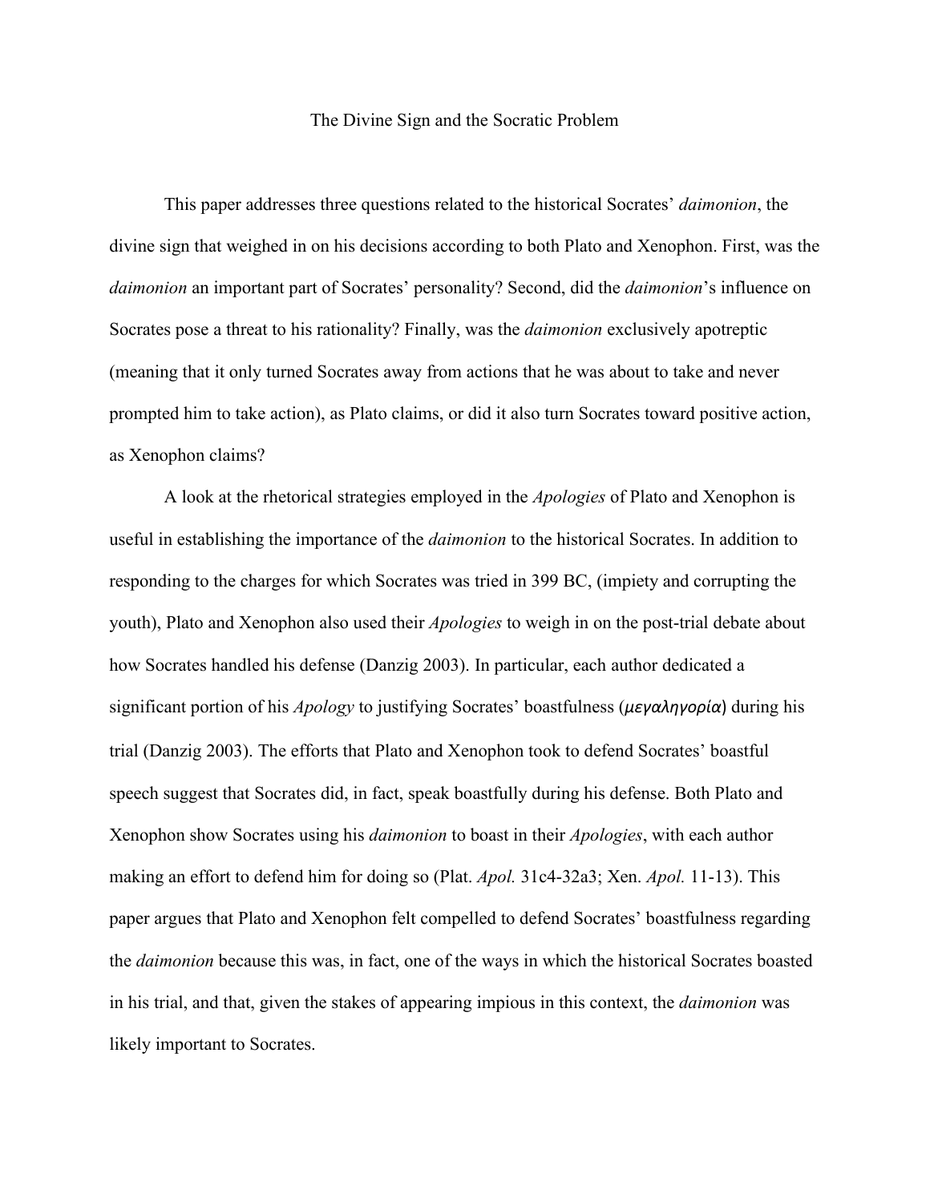# The Divine Sign and the Socratic Problem

This paper addresses three questions related to the historical Socrates' *daimonion*, the divine sign that weighed in on his decisions according to both Plato and Xenophon. First, was the *daimonion* an important part of Socrates' personality? Second, did the *daimonion*'s influence on Socrates pose a threat to his rationality? Finally, was the *daimonion* exclusively apotreptic (meaning that it only turned Socrates away from actions that he was about to take and never prompted him to take action), as Plato claims, or did it also turn Socrates toward positive action, as Xenophon claims?

A look at the rhetorical strategies employed in the *Apologies* of Plato and Xenophon is useful in establishing the importance of the *daimonion* to the historical Socrates. In addition to responding to the charges for which Socrates was tried in 399 BC, (impiety and corrupting the youth), Plato and Xenophon also used their *Apologies* to weigh in on the post-trial debate about how Socrates handled his defense (Danzig 2003). In particular, each author dedicated a significant portion of his *Apology* to justifying Socrates' boastfulness (μεγαληγορία) during his trial (Danzig 2003). The efforts that Plato and Xenophon took to defend Socrates' boastful speech suggest that Socrates did, in fact, speak boastfully during his defense. Both Plato and Xenophon show Socrates using his *daimonion* to boast in their *Apologies*, with each author making an effort to defend him for doing so (Plat. *Apol.* 31c4-32a3; Xen. *Apol.* 11-13). This paper argues that Plato and Xenophon felt compelled to defend Socrates' boastfulness regarding the *daimonion* because this was, in fact, one of the ways in which the historical Socrates boasted in his trial, and that, given the stakes of appearing impious in this context, the *daimonion* was likely important to Socrates.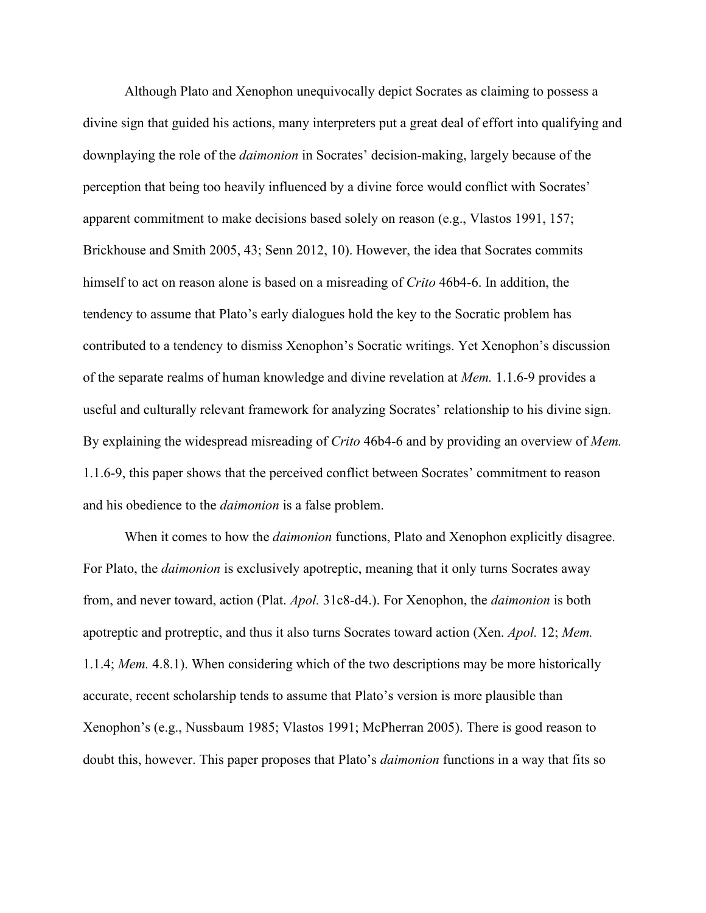Although Plato and Xenophon unequivocally depict Socrates as claiming to possess a divine sign that guided his actions, many interpreters put a great deal of effort into qualifying and downplaying the role of the *daimonion* in Socrates' decision-making, largely because of the perception that being too heavily influenced by a divine force would conflict with Socrates' apparent commitment to make decisions based solely on reason (e.g., Vlastos 1991, 157; Brickhouse and Smith 2005, 43; Senn 2012, 10). However, the idea that Socrates commits himself to act on reason alone is based on a misreading of *Crito* 46b4-6. In addition, the tendency to assume that Plato's early dialogues hold the key to the Socratic problem has contributed to a tendency to dismiss Xenophon's Socratic writings. Yet Xenophon's discussion of the separate realms of human knowledge and divine revelation at *Mem.* 1.1.6-9 provides a useful and culturally relevant framework for analyzing Socrates' relationship to his divine sign. By explaining the widespread misreading of *Crito* 46b4-6 and by providing an overview of *Mem.* 1.1.6-9, this paper shows that the perceived conflict between Socrates' commitment to reason and his obedience to the *daimonion* is a false problem.

When it comes to how the *daimonion* functions, Plato and Xenophon explicitly disagree. For Plato, the *daimonion* is exclusively apotreptic, meaning that it only turns Socrates away from, and never toward, action (Plat. *Apol.* 31c8-d4.). For Xenophon, the *daimonion* is both apotreptic and protreptic, and thus it also turns Socrates toward action (Xen. *Apol.* 12; *Mem.* 1.1.4; *Mem.* 4.8.1). When considering which of the two descriptions may be more historically accurate, recent scholarship tends to assume that Plato's version is more plausible than Xenophon's (e.g., Nussbaum 1985; Vlastos 1991; McPherran 2005). There is good reason to doubt this, however. This paper proposes that Plato's *daimonion* functions in a way that fits so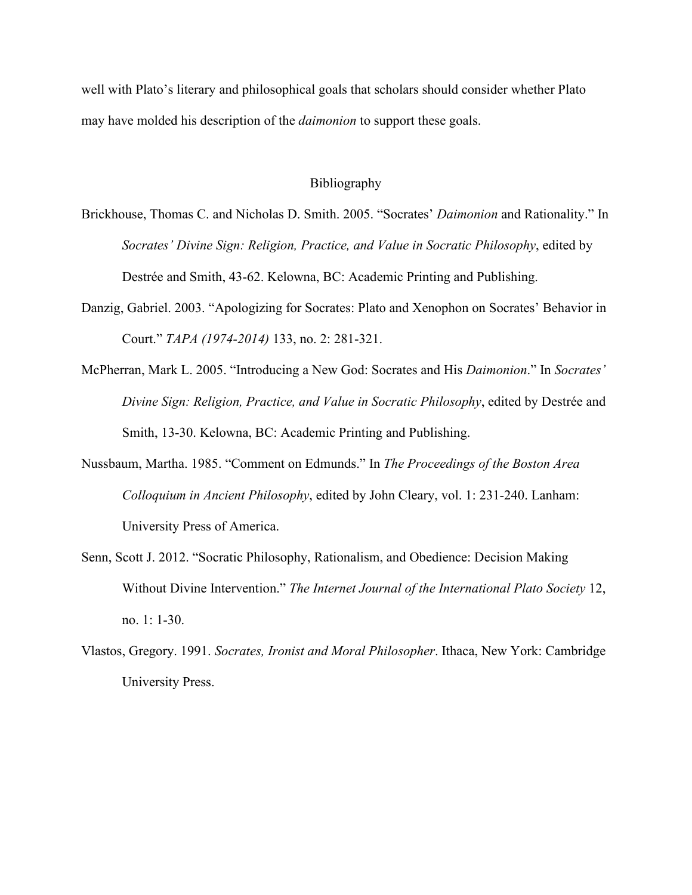well with Plato's literary and philosophical goals that scholars should consider whether Plato may have molded his description of the *daimonion* to support these goals.

## Bibliography

Brickhouse, Thomas C. and Nicholas D. Smith. 2005. "Socrates' *Daimonion* and Rationality." In *Socrates' Divine Sign: Religion, Practice, and Value in Socratic Philosophy*, edited by Destrée and Smith, 43-62. Kelowna, BC: Academic Printing and Publishing.

Danzig, Gabriel. 2003. "Apologizing for Socrates: Plato and Xenophon on Socrates' Behavior in Court." *TAPA (1974-2014)* 133, no. 2: 281-321.

McPherran, Mark L. 2005. "Introducing a New God: Socrates and His *Daimonion*." In *Socrates' Divine Sign: Religion, Practice, and Value in Socratic Philosophy*, edited by Destrée and Smith, 13-30. Kelowna, BC: Academic Printing and Publishing.

Nussbaum, Martha. 1985. "Comment on Edmunds." In *The Proceedings of the Boston Area Colloquium in Ancient Philosophy*, edited by John Cleary, vol. 1: 231-240. Lanham: University Press of America.

Senn, Scott J. 2012. "Socratic Philosophy, Rationalism, and Obedience: Decision Making Without Divine Intervention." *The Internet Journal of the International Plato Society* 12, no. 1: 1-30.

Vlastos, Gregory. 1991. *Socrates, Ironist and Moral Philosopher*. Ithaca, New York: Cambridge University Press.